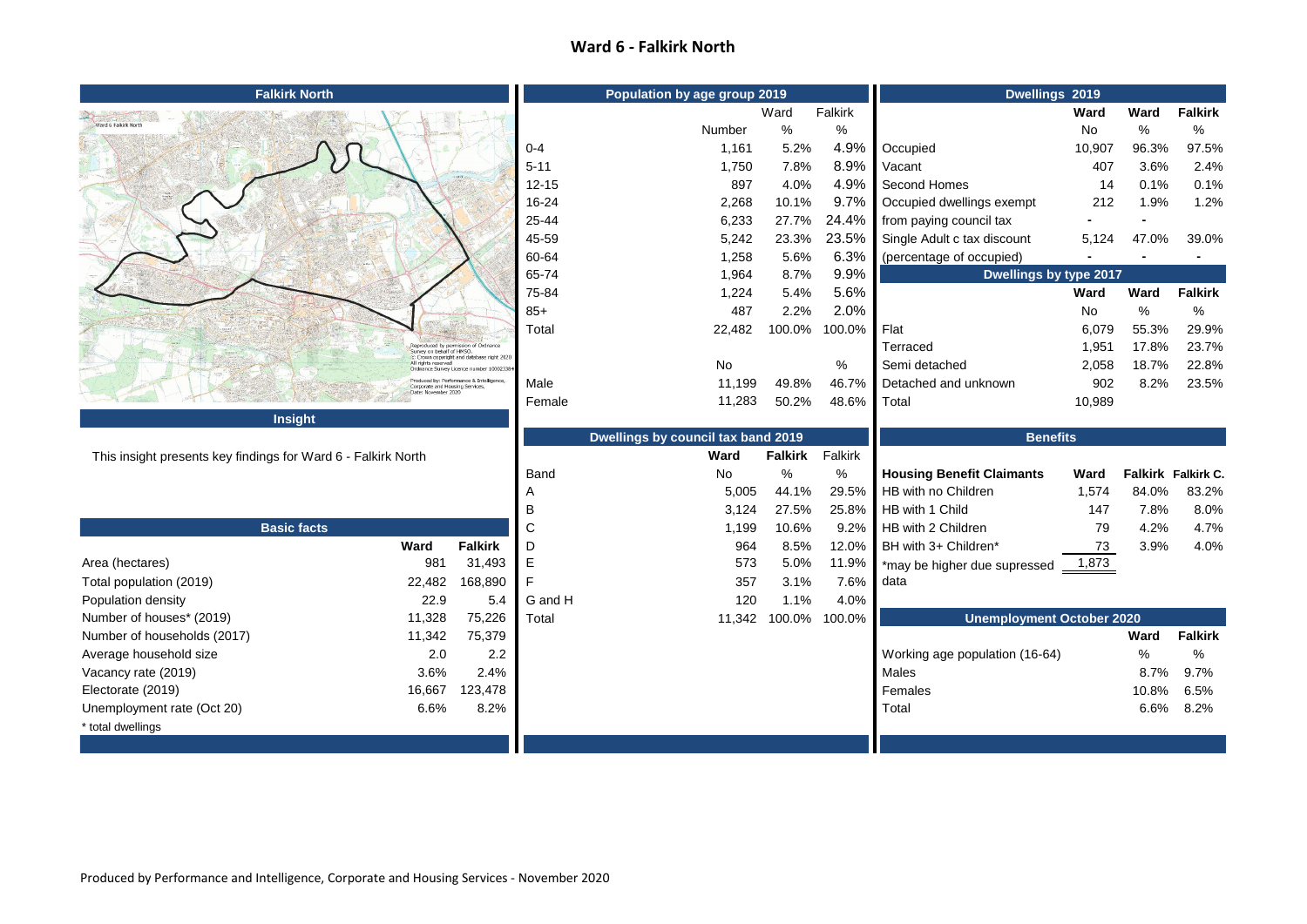# Ward 6 - Falkirk North

## Falkirk North

Ward 6 Falkirk North

Reproduced by permission of Ordnance Survey on behalf of HMSO. © Crown copyright and database right 2020. All rights reserved. Ordnance Survey Licence number 100023384

Produced by: Performance & Intelligence, Corporate and Housing Services. Date: November 2020

## Insight

This insight presents key findings for Ward 6 - Falkirk North

## Basic facts

| | Ward | Falkirk |
|---|---|---|
| Area (hectares) | 981 | 31,493 |
| Total population (2019) | 22,482 | 168,890 |
| Population density | 22.9 | 5.4 |
| Number of houses* (2019) | 11,328 | 75,226 |
| Number of households (2017) | 11,342 | 75,379 |
| Average household size | 2.0 | 2.2 |
| Vacancy rate (2019) | 3.6% | 2.4% |
| Electorate (2019) | 16,667 | 123,478 |
| Unemployment rate (Oct 20) | 6.6% | 8.2% |

\* total dwellings

## Population by age group 2019

| | | Ward | Falkirk |
|---|---|---|---|
| | Number | % | % |
| 0-4 | 1,161 | 5.2% | 4.9% |
| 5-11 | 1,750 | 7.8% | 8.9% |
| 12-15 | 897 | 4.0% | 4.9% |
| 16-24 | 2,268 | 10.1% | 9.7% |
| 25-44 | 6,233 | 27.7% | 24.4% |
| 45-59 | 5,242 | 23.3% | 23.5% |
| 60-64 | 1,258 | 5.6% | 6.3% |
| 65-74 | 1,964 | 8.7% | 9.9% |
| 75-84 | 1,224 | 5.4% | 5.6% |
| 85+ | 487 | 2.2% | 2.0% |
| Total | 22,482 | 100.0% | 100.0% |

| | No | | % |
|---|---|---|---|
| Male | 11,199 | 49.8% | 46.7% |
| Female | 11,283 | 50.2% | 48.6% |

## Dwellings by council tax band 2019

| | Ward | Falkirk | Falkirk |
|---|---|---|---|
| Band | No | % | % |
| A | 5,005 | 44.1% | 29.5% |
| B | 3,124 | 27.5% | 25.8% |
| C | 1,199 | 10.6% | 9.2% |
| D | 964 | 8.5% | 12.0% |
| E | 573 | 5.0% | 11.9% |
| F | 357 | 3.1% | 7.6% |
| G and H | 120 | 1.1% | 4.0% |
| Total | 11,342 | 100.0% | 100.0% |

## Dwellings 2019

| | Ward | Ward | Falkirk |
|---|---|---|---|
| | No | % | % |
| Occupied | 10,907 | 96.3% | 97.5% |
| Vacant | 407 | 3.6% | 2.4% |
| Second Homes | 14 | 0.1% | 0.1% |
| Occupied dwellings exempt from paying council tax | 212 | 1.9% | 1.2% |
| Single Adult c tax discount (percentage of occupied) | 5,124 | 47.0% | 39.0% |

## Dwellings by type 2017

| | Ward | Ward | Falkirk |
|---|---|---|---|
| | No | % | % |
| Flat | 6,079 | 55.3% | 29.9% |
| Terraced | 1,951 | 17.8% | 23.7% |
| Semi detached | 2,058 | 18.7% | 22.8% |
| Detached and unknown | 902 | 8.2% | 23.5% |
| Total | 10,989 | | |

## Benefits

| Housing Benefit Claimants | Ward | Falkirk | Falkirk C. |
|---|---|---|---|
| HB with no Children | 1,574 | 84.0% | 83.2% |
| HB with 1 Child | 147 | 7.8% | 8.0% |
| HB with 2 Children | 79 | 4.2% | 4.7% |
| BH with 3+ Children* | 73 | 3.9% | 4.0% |
| | 1,873 | | |

\*may be higher due supressed data

## Unemployment October 2020

| | Ward | Falkirk |
|---|---|---|
| Working age population (16-64) | % | % |
| Males | 8.7% | 9.7% |
| Females | 10.8% | 6.5% |
| Total | 6.6% | 8.2% |

Produced by Performance and Intelligence, Corporate and Housing Services - November 2020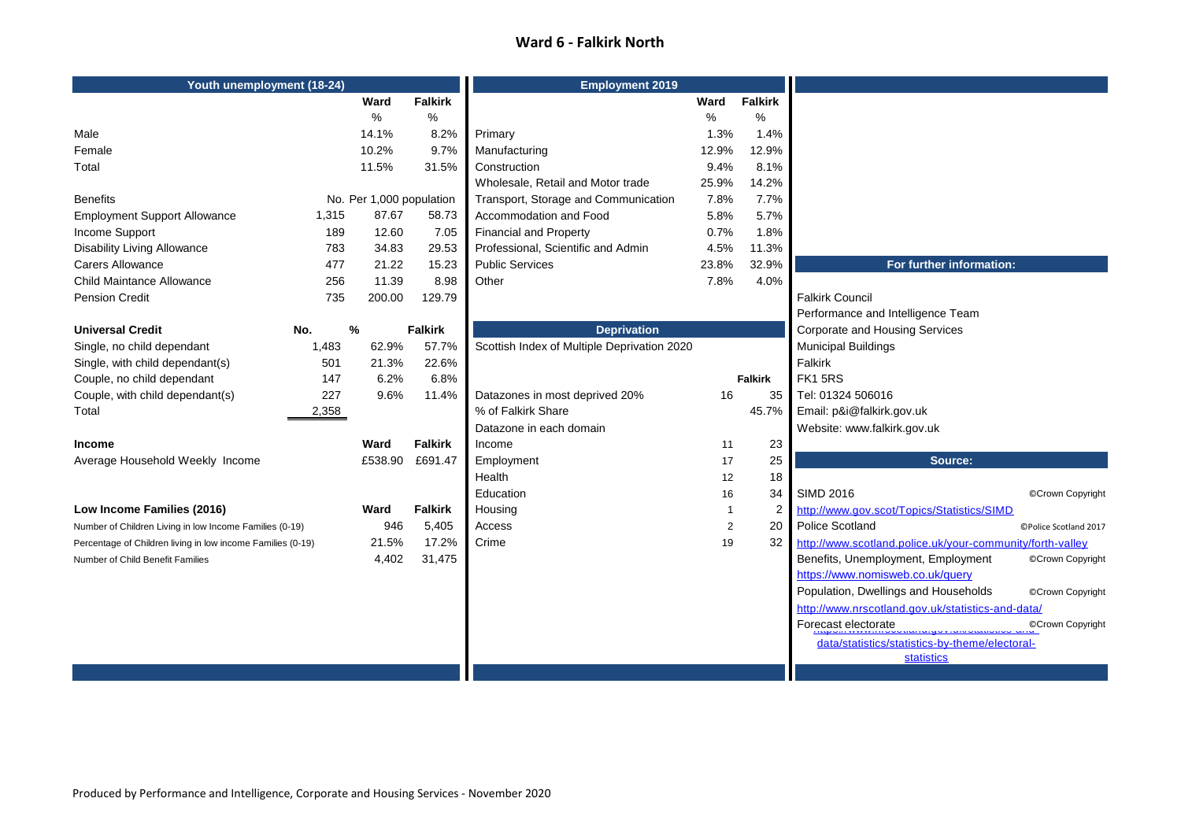## Ward 6 - Falkirk North

### Youth unemployment (18-24)

| | | Ward | Falkirk |
|---|---|---|---|
| | | % | % |
| Male | | 14.1% | 8.2% |
| Female | | 10.2% | 9.7% |
| Total | | 11.5% | 31.5% |
| **Benefits** | | No. Per 1,000 population | |
| Employment Support Allowance | 1,315 | 87.67 | 58.73 |
| Income Support | 189 | 12.60 | 7.05 |
| Disability Living Allowance | 783 | 34.83 | 29.53 |
| Carers Allowance | 477 | 21.22 | 15.23 |
| Child Maintance Allowance | 256 | 11.39 | 8.98 |
| Pension Credit | 735 | 200.00 | 129.79 |

| **Universal Credit** | No. | % | Falkirk |
|---|---|---|---|
| Single, no child dependant | 1,483 | 62.9% | 57.7% |
| Single, with child dependant(s) | 501 | 21.3% | 22.6% |
| Couple, no child dependant | 147 | 6.2% | 6.8% |
| Couple, with child dependant(s) | 227 | 9.6% | 11.4% |
| Total | 2,358 | | |

| **Income** | Ward | Falkirk |
|---|---|---|
| Average Household Weekly Income | £538.90 | £691.47 |

| **Low Income Families (2016)** | Ward | Falkirk |
|---|---|---|
| Number of Children Living in low Income Families (0-19) | 946 | 5,405 |
| Percentage of Children living in low income Families (0-19) | 21.5% | 17.2% |
| Number of Child Benefit Families | 4,402 | 31,475 |

### Employment 2019

| | Ward | Falkirk |
|---|---|---|
| | % | % |
| Primary | 1.3% | 1.4% |
| Manufacturing | 12.9% | 12.9% |
| Construction | 9.4% | 8.1% |
| Wholesale, Retail and Motor trade | 25.9% | 14.2% |
| Transport, Storage and Communication | 7.8% | 7.7% |
| Accommodation and Food | 5.8% | 5.7% |
| Financial and Property | 0.7% | 1.8% |
| Professional, Scientific and Admin | 4.5% | 11.3% |
| Public Services | 23.8% | 32.9% |
| Other | 7.8% | 4.0% |

### Deprivation

Scottish Index of Multiple Deprivation 2020

| | | Falkirk |
|---|---|---|
| Datazones in most deprived 20% | 16 | 35 |
| % of Falkirk Share | | 45.7% |
| Datazone in each domain | | |
| Income | 11 | 23 |
| Employment | 17 | 25 |
| Health | 12 | 18 |
| Education | 16 | 34 |
| Housing | 1 | 2 |
| Access | 2 | 20 |
| Crime | 19 | 32 |

### For further information:

Falkirk Council
Performance and Intelligence Team
Corporate and Housing Services
Municipal Buildings
Falkirk
FK1 5RS
Tel: 01324 506016
Email: p&i@falkirk.gov.uk
Website: www.falkirk.gov.uk

### Source:

SIMD 2016 ©Crown Copyright
http://www.gov.scot/Topics/Statistics/SIMD
Police Scotland ©Police Scotland 2017
http://www.scotland.police.uk/your-community/forth-valley
Benefits, Unemployment, Employment ©Crown Copyright
https://www.nomisweb.co.uk/query
Population, Dwellings and Households ©Crown Copyright
http://www.nrscotland.gov.uk/statistics-and-data/
Forecast electorate ©Crown Copyright
https://www.nrscotland.gov.uk/statistics-and-data/statistics/statistics-by-theme/electoral-statistics

Produced by Performance and Intelligence, Corporate and Housing Services - November 2020